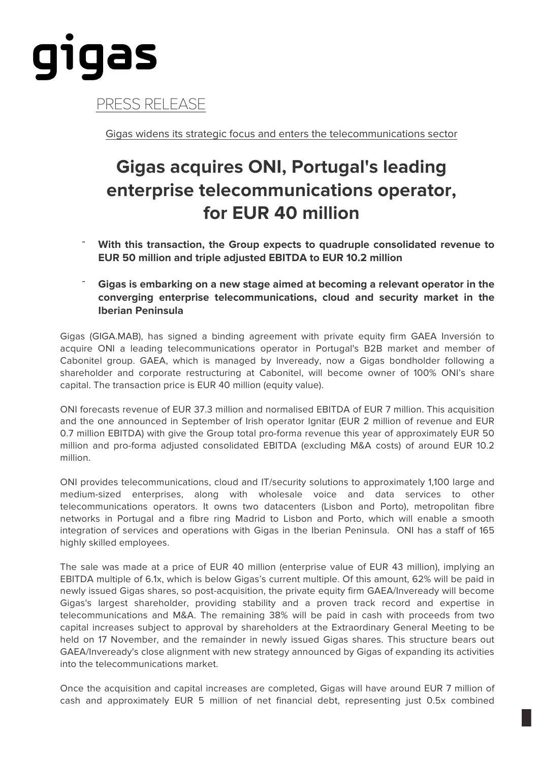gigas

PRESS RELEASE

Gigas widens its strategic focus and enters the telecommunications sector

# Gigas acquires ONI, Portugal's leading enterprise telecommunications operator, for EUR 40 million

- **With this transaction, the Group expects to quadruple consolidated revenue to EUR 50 million and triple adjusted EBITDA to EUR 10.2 million**

- **Gigas is embarking on a new stage aimed at becoming a relevant operator in the converging enterprise telecommunications, cloud and security market in the Iberian Peninsula**

Gigas (GIGA.MAB), has signed a binding agreement with private equity firm GAEA Inversión to acquire ONI a leading telecommunications operator in Portugal's B2B market and member of Cabonitel group. GAEA, which is managed by Inveready, now a Gigas bondholder following a shareholder and corporate restructuring at Cabonitel, will become owner of 100% ONI's share capital. The transaction price is EUR 40 million (equity value).

ONI forecasts revenue of EUR 37.3 million and normalised EBITDA of EUR 7 million. This acquisition and the one announced in September of Irish operator Ignitar (EUR 2 million of revenue and EUR 0.7 million EBITDA) with give the Group total pro-forma revenue this year of approximately EUR 50 million and pro-forma adjusted consolidated EBITDA (excluding M&A costs) of around EUR 10.2 million.

ONI provides telecommunications, cloud and IT/security solutions to approximately 1,100 large and medium-sized enterprises, along with wholesale voice and data services to other telecommunications operators. It owns two datacenters (Lisbon and Porto), metropolitan fibre networks in Portugal and a fibre ring Madrid to Lisbon and Porto, which will enable a smooth integration of services and operations with Gigas in the Iberian Peninsula. ONI has a staff of 165 highly skilled employees.

The sale was made at a price of EUR 40 million (enterprise value of EUR 43 million), implying an EBITDA multiple of 6.1x, which is below Gigas's current multiple. Of this amount, 62% will be paid in newly issued Gigas shares, so post-acquisition, the private equity firm GAEA/Inveready will become Gigas's largest shareholder, providing stability and a proven track record and expertise in telecommunications and M&A. The remaining 38% will be paid in cash with proceeds from two capital increases subject to approval by shareholders at the Extraordinary General Meeting to be held on 17 November, and the remainder in newly issued Gigas shares. This structure bears out GAEA/Inveready's close alignment with new strategy announced by Gigas of expanding its activities into the telecommunications market.

Once the acquisition and capital increases are completed, Gigas will have around EUR 7 million of cash and approximately EUR 5 million of net financial debt, representing just 0.5x combined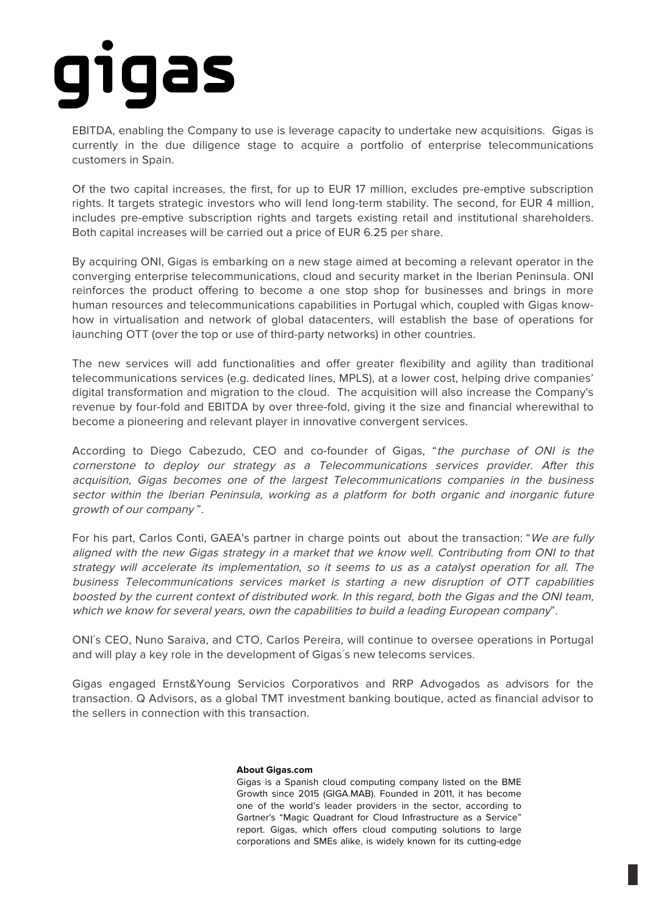EBITDA, enabling the Company to use is leverage capacity to undertake new acquisitions. Gigas is currently in the due diligence stage to acquire a portfolio of enterprise telecommunications customers in Spain.

Of the two capital increases, the first, for up to EUR 17 million, excludes pre-emptive subscription rights. It targets strategic investors who will lend long-term stability. The second, for EUR 4 million, includes pre-emptive subscription rights and targets existing retail and institutional shareholders. Both capital increases will be carried out a price of EUR 6.25 per share.

By acquiring ONI, Gigas is embarking on a new stage aimed at becoming a relevant operator in the converging enterprise telecommunications, cloud and security market in the Iberian Peninsula. ONI reinforces the product offering to become a one stop shop for businesses and brings in more human resources and telecommunications capabilities in Portugal which, coupled with Gigas know-how in virtualisation and network of global datacenters, will establish the base of operations for launching OTT (over the top or use of third-party networks) in other countries.

The new services will add functionalities and offer greater flexibility and agility than traditional telecommunications services (e.g. dedicated lines, MPLS), at a lower cost, helping drive companies' digital transformation and migration to the cloud. The acquisition will also increase the Company's revenue by four-fold and EBITDA by over three-fold, giving it the size and financial wherewithal to become a pioneering and relevant player in innovative convergent services.

According to Diego Cabezudo, CEO and co-founder of Gigas, "*the purchase of ONI is the cornerstone to deploy our strategy as a Telecommunications services provider. After this acquisition, Gigas becomes one of the largest Telecommunications companies in the business sector within the Iberian Peninsula, working as a platform for both organic and inorganic future growth of our company*".

For his part, Carlos Conti, GAEA's partner in charge points out about the transaction: "*We are fully aligned with the new Gigas strategy in a market that we know well. Contributing from ONI to that strategy will accelerate its implementation, so it seems to us as a catalyst operation for all. The business Telecommunications services market is starting a new disruption of OTT capabilities boosted by the current context of distributed work. In this regard, both the Gigas and the ONI team, which we know for several years, own the capabilities to build a leading European company*".

ONI´s CEO, Nuno Saraiva, and CTO, Carlos Pereira, will continue to oversee operations in Portugal and will play a key role in the development of Gigas´s new telecoms services.

Gigas engaged Ernst&Young Servicios Corporativos and RRP Advogados as advisors for the transaction. Q Advisors, as a global TMT investment banking boutique, acted as financial advisor to the sellers in connection with this transaction.

**About Gigas.com**

Gigas is a Spanish cloud computing company listed on the BME Growth since 2015 (GIGA.MAB). Founded in 2011, it has become one of the world's leader providers in the sector, according to Gartner's "Magic Quadrant for Cloud Infrastructure as a Service" report. Gigas, which offers cloud computing solutions to large corporations and SMEs alike, is widely known for its cutting-edge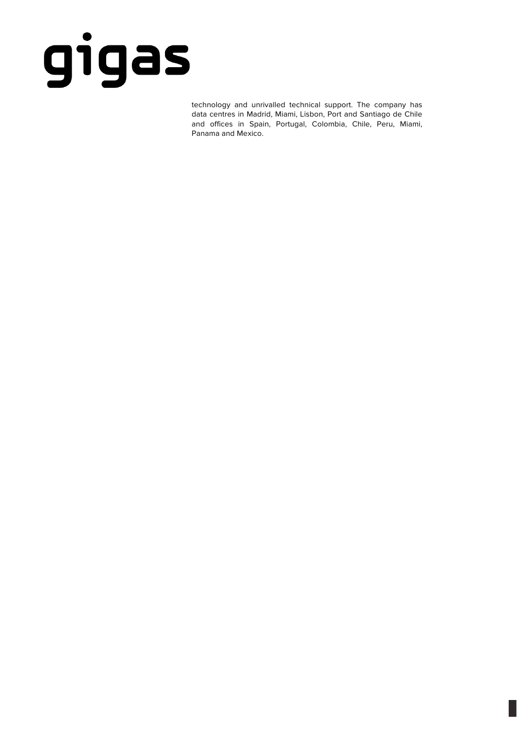technology and unrivalled technical support. The company has data centres in Madrid, Miami, Lisbon, Port and Santiago de Chile and offices in Spain, Portugal, Colombia, Chile, Peru, Miami, Panama and Mexico.